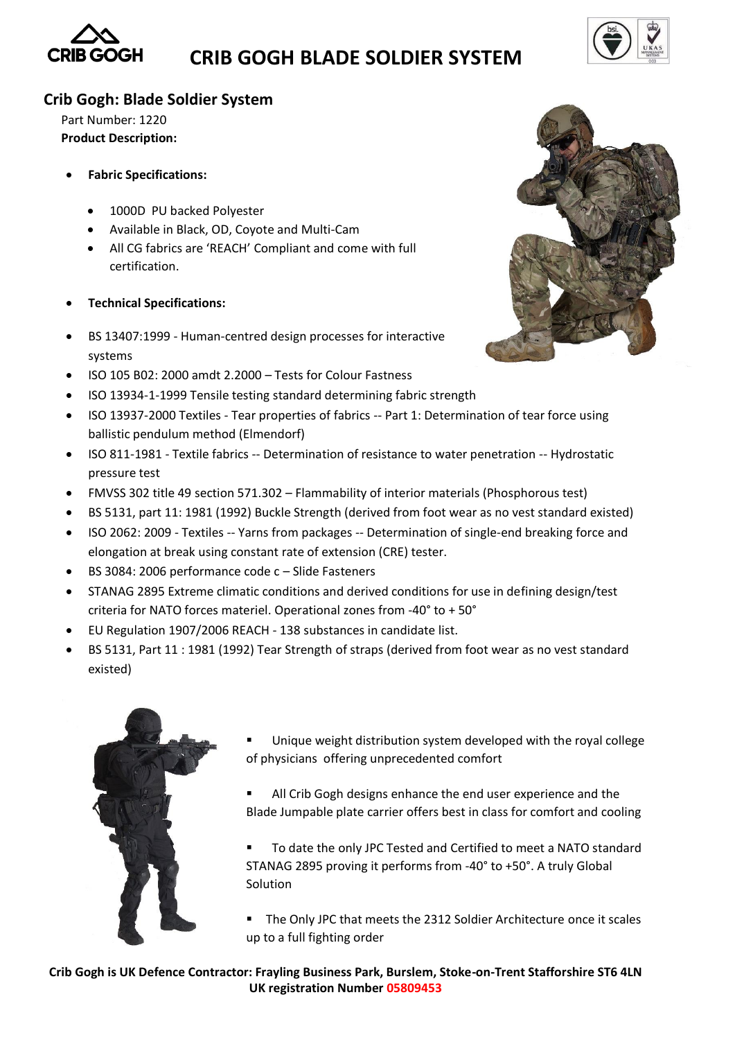# CRIB GOGH BLADE SOLDIER SYSTEM

## Crib Gogh: Blade Soldier System

Part Number: 1220

**Product Description:**

- **Fabric Specifications:**
    - 1000D PU backed Polyester
    - Available in Black, OD, Coyote and Multi-Cam
    - All CG fabrics are 'REACH' Compliant and come with full certification.
- **Technical Specifications:**
- BS 13407:1999 - Human-centred design processes for interactive systems
- ISO 105 B02: 2000 amdt 2.2000 – Tests for Colour Fastness
- ISO 13934-1-1999 Tensile testing standard determining fabric strength
- ISO 13937-2000 Textiles - Tear properties of fabrics -- Part 1: Determination of tear force using ballistic pendulum method (Elmendorf)
- ISO 811-1981 - Textile fabrics -- Determination of resistance to water penetration -- Hydrostatic pressure test
- FMVSS 302 title 49 section 571.302 – Flammability of interior materials (Phosphorous test)
- BS 5131, part 11: 1981 (1992) Buckle Strength (derived from foot wear as no vest standard existed)
- ISO 2062: 2009 - Textiles -- Yarns from packages -- Determination of single-end breaking force and elongation at break using constant rate of extension (CRE) tester.
- BS 3084: 2006 performance code c – Slide Fasteners
- STANAG 2895 Extreme climatic conditions and derived conditions for use in defining design/test criteria for NATO forces materiel. Operational zones from -40° to + 50°
- EU Regulation 1907/2006 REACH - 138 substances in candidate list.
- BS 5131, Part 11 : 1981 (1992) Tear Strength of straps (derived from foot wear as no vest standard existed)

- Unique weight distribution system developed with the royal college of physicians offering unprecedented comfort
- All Crib Gogh designs enhance the end user experience and the Blade Jumpable plate carrier offers best in class for comfort and cooling
- To date the only JPC Tested and Certified to meet a NATO standard STANAG 2895 proving it performs from -40° to +50°. A truly Global Solution
- The Only JPC that meets the 2312 Soldier Architecture once it scales up to a full fighting order

**Crib Gogh is UK Defence Contractor: Frayling Business Park, Burslem, Stoke-on-Trent Staffordshire ST6 4LN**
**UK registration Number 05809453**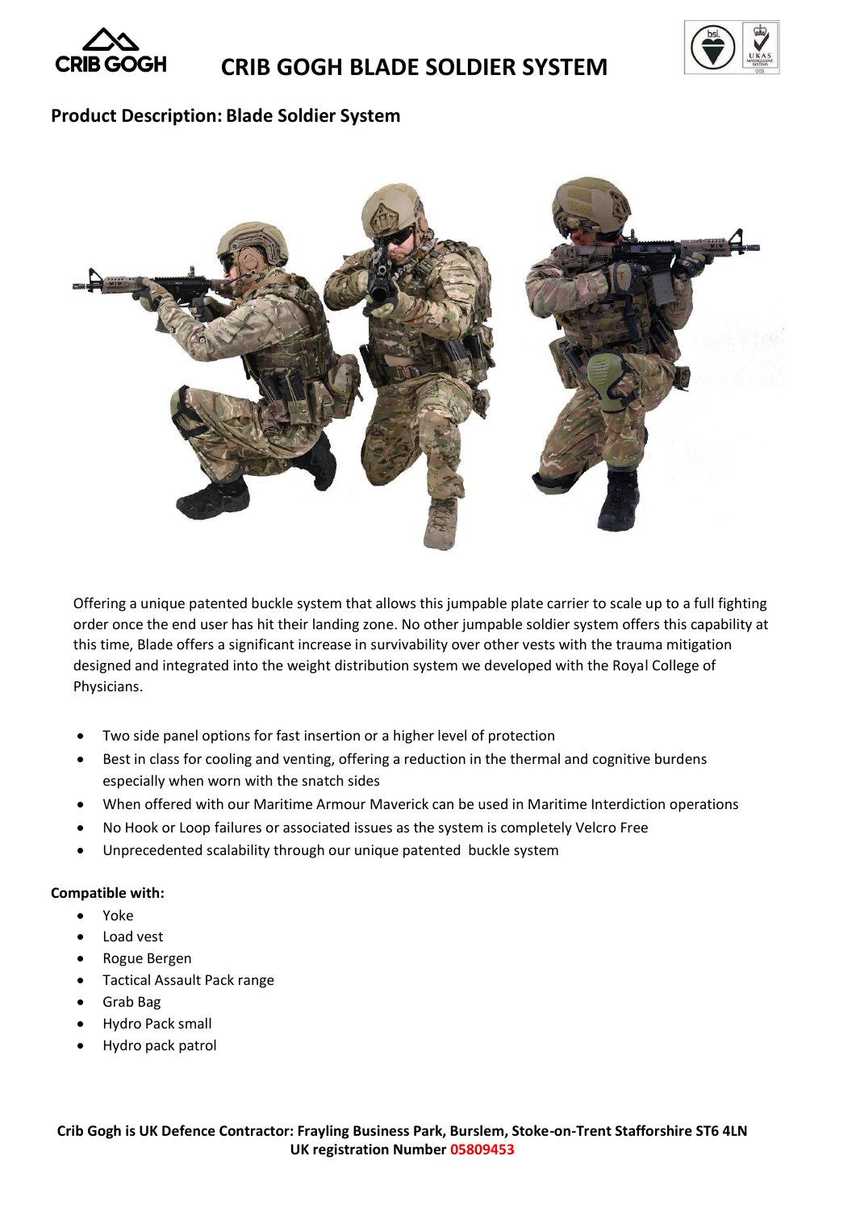# CRIB GOGH BLADE SOLDIER SYSTEM

## Product Description: Blade Soldier System

Offering a unique patented buckle system that allows this jumpable plate carrier to scale up to a full fighting order once the end user has hit their landing zone. No other jumpable soldier system offers this capability at this time, Blade offers a significant increase in survivability over other vests with the trauma mitigation designed and integrated into the weight distribution system we developed with the Royal College of Physicians.

- Two side panel options for fast insertion or a higher level of protection
- Best in class for cooling and venting, offering a reduction in the thermal and cognitive burdens especially when worn with the snatch sides
- When offered with our Maritime Armour Maverick can be used in Maritime Interdiction operations
- No Hook or Loop failures or associated issues as the system is completely Velcro Free
- Unprecedented scalability through our unique patented buckle system

**Compatible with:**

- Yoke
- Load vest
- Rogue Bergen
- Tactical Assault Pack range
- Grab Bag
- Hydro Pack small
- Hydro pack patrol

**Crib Gogh is UK Defence Contractor: Frayling Business Park, Burslem, Stoke-on-Trent Staffordshire ST6 4LN**
**UK registration Number 05809453**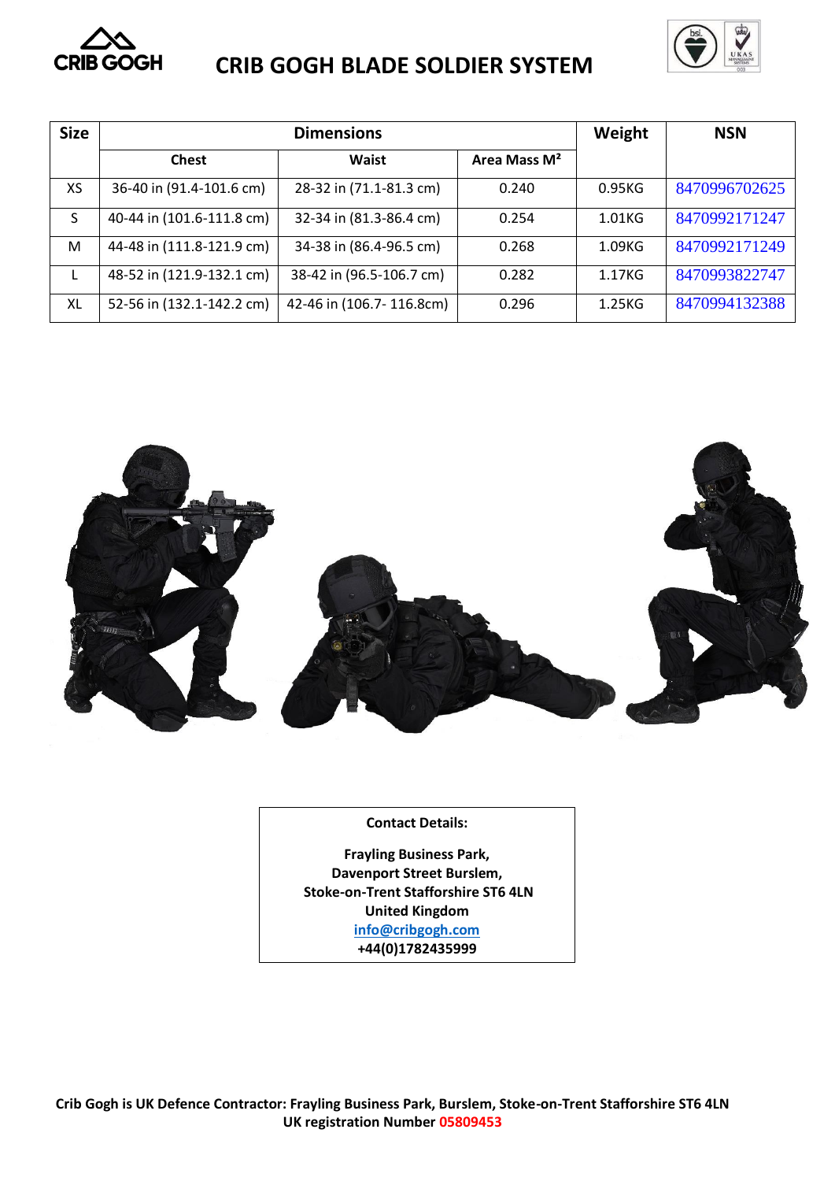# CRIB GOGH BLADE SOLDIER SYSTEM

| Size | Dimensions | | | Weight | NSN |
|---|---|---|---|---|---|
| | Chest | Waist | Area Mass M² | | |
| XS | 36-40 in (91.4-101.6 cm) | 28-32 in (71.1-81.3 cm) | 0.240 | 0.95KG | 8470996702625 |
| S | 40-44 in (101.6-111.8 cm) | 32-34 in (81.3-86.4 cm) | 0.254 | 1.01KG | 8470992171247 |
| M | 44-48 in (111.8-121.9 cm) | 34-38 in (86.4-96.5 cm) | 0.268 | 1.09KG | 8470992171249 |
| L | 48-52 in (121.9-132.1 cm) | 38-42 in (96.5-106.7 cm) | 0.282 | 1.17KG | 8470993822747 |
| XL | 52-56 in (132.1-142.2 cm) | 42-46 in (106.7- 116.8cm) | 0.296 | 1.25KG | 8470994132388 |

**Contact Details:**

**Frayling Business Park,**
**Davenport Street Burslem,**
**Stoke-on-Trent Staffordshire ST6 4LN**
**United Kingdom**
**info@cribgogh.com**
**+44(0)1782435999**

**Crib Gogh is UK Defence Contractor: Frayling Business Park, Burslem, Stoke-on-Trent Staffordshire ST6 4LN**
**UK registration Number 05809453**